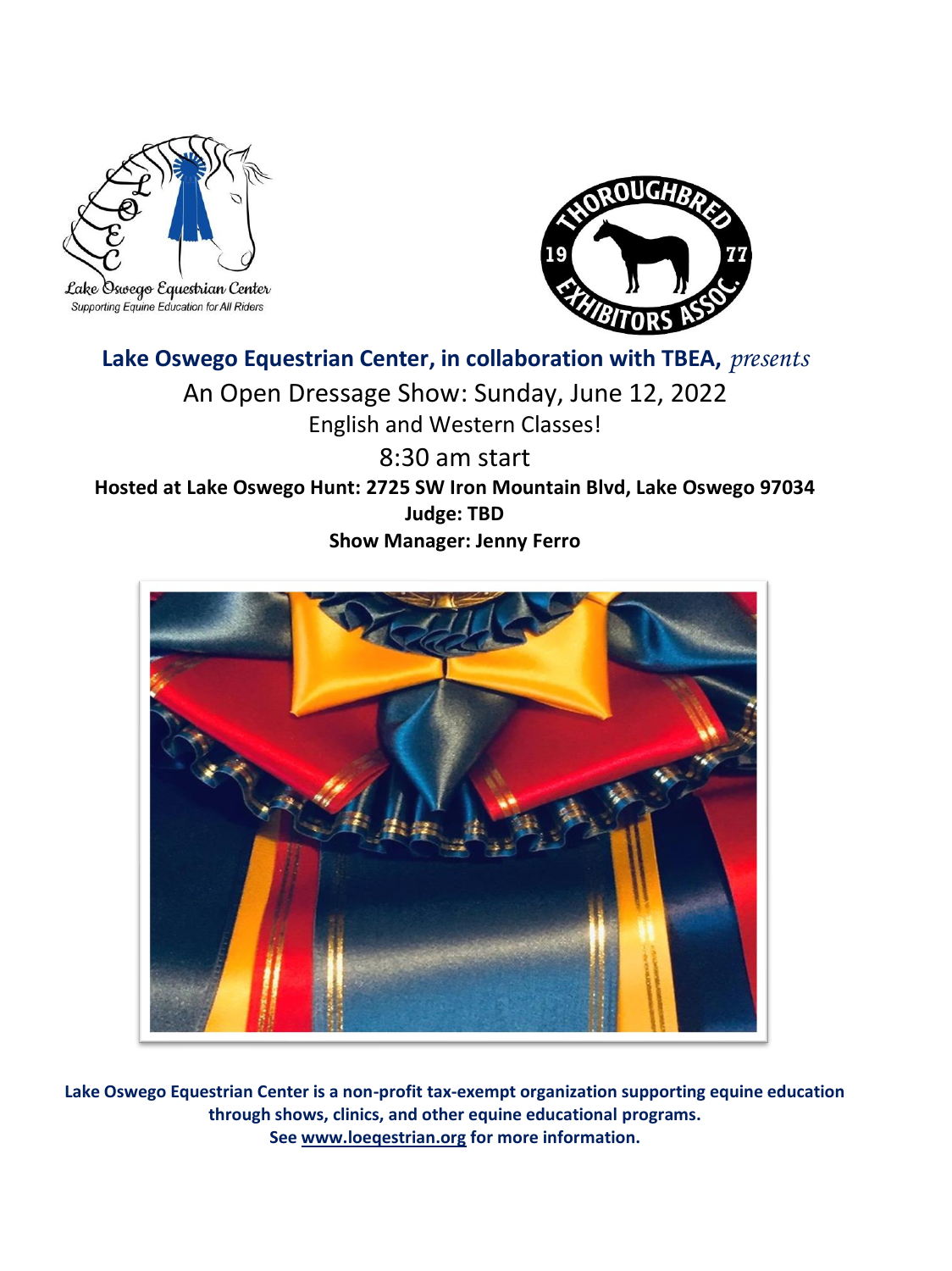**Lake Oswego Equestrian Center, in collaboration with TBEA,** *presents*

# An Open Dressage Show: Sunday, June 12, 2022

English and Western Classes!

8:30 am start

**Hosted at Lake Oswego Hunt: 2725 SW Iron Mountain Blvd, Lake Oswego 97034**

**Judge: TBD**

**Show Manager: Jenny Ferro**

**Lake Oswego Equestrian Center is a non-profit tax-exempt organization supporting equine education through shows, clinics, and other equine educational programs.**
**See www.loeqestrian.org for more information.**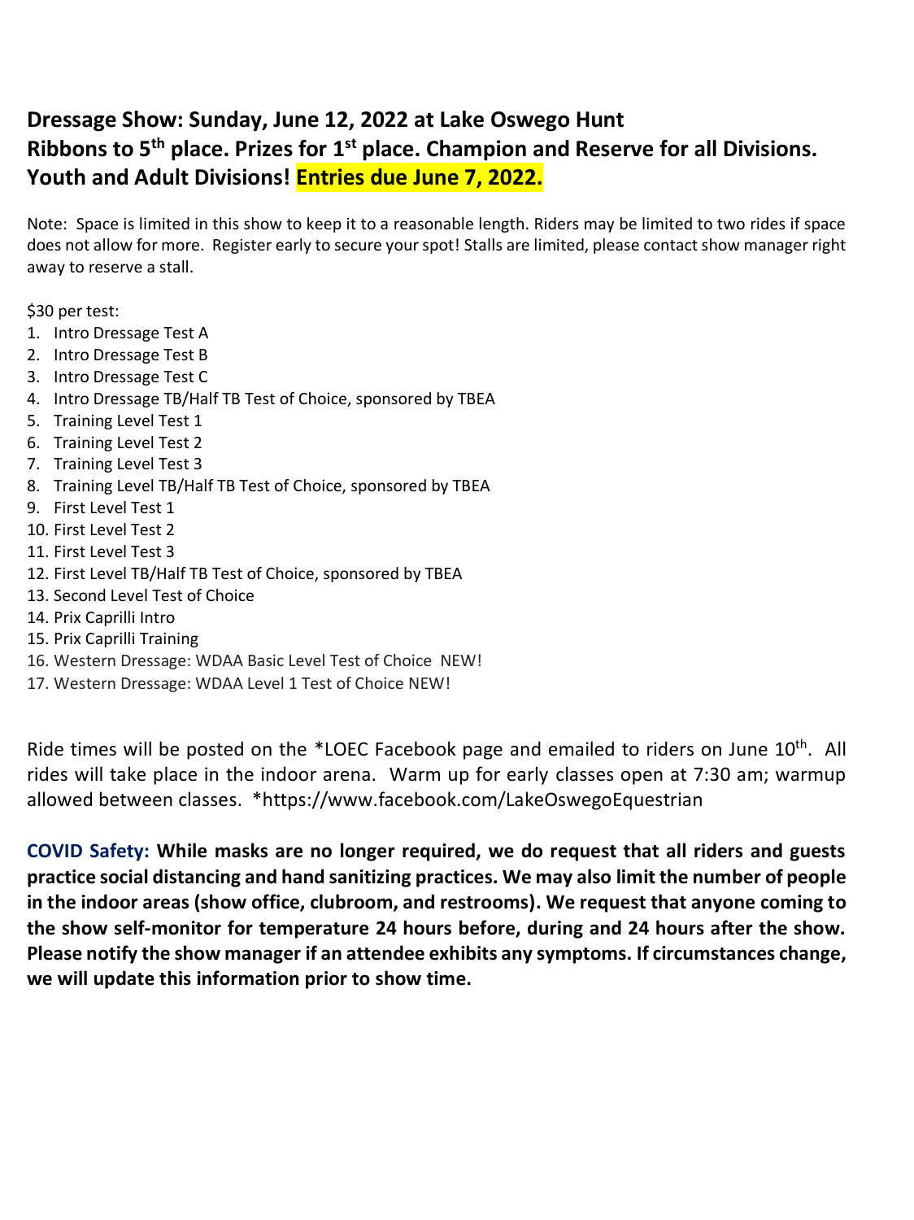**Dressage Show: Sunday, June 12, 2022 at Lake Oswego Hunt**
**Ribbons to 5th place. Prizes for 1st place. Champion and Reserve for all Divisions.**
**Youth and Adult Divisions! Entries due June 7, 2022.**

Note: Space is limited in this show to keep it to a reasonable length. Riders may be limited to two rides if space does not allow for more. Register early to secure your spot! Stalls are limited, please contact show manager right away to reserve a stall.

$30 per test:

1. Intro Dressage Test A
2. Intro Dressage Test B
3. Intro Dressage Test C
4. Intro Dressage TB/Half TB Test of Choice, sponsored by TBEA
5. Training Level Test 1
6. Training Level Test 2
7. Training Level Test 3
8. Training Level TB/Half TB Test of Choice, sponsored by TBEA
9. First Level Test 1
10. First Level Test 2
11. First Level Test 3
12. First Level TB/Half TB Test of Choice, sponsored by TBEA
13. Second Level Test of Choice
14. Prix Caprilli Intro
15. Prix Caprilli Training
16. Western Dressage: WDAA Basic Level Test of Choice NEW!
17. Western Dressage: WDAA Level 1 Test of Choice NEW!

Ride times will be posted on the *LOEC Facebook page and emailed to riders on June 10th. All rides will take place in the indoor arena. Warm up for early classes open at 7:30 am; warmup allowed between classes. *https://www.facebook.com/LakeOswegoEquestrian

**COVID Safety: While masks are no longer required, we do request that all riders and guests practice social distancing and hand sanitizing practices. We may also limit the number of people in the indoor areas (show office, clubroom, and restrooms). We request that anyone coming to the show self-monitor for temperature 24 hours before, during and 24 hours after the show. Please notify the show manager if an attendee exhibits any symptoms. If circumstances change, we will update this information prior to show time.**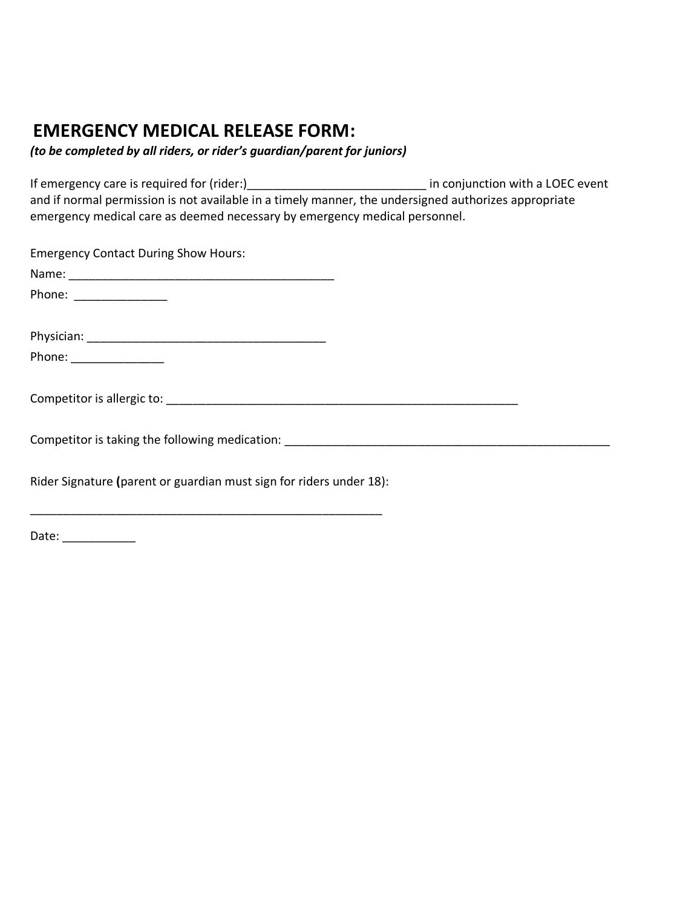## EMERGENCY MEDICAL RELEASE FORM:

***(to be completed by all riders, or rider's guardian/parent for juniors)***

If emergency care is required for (rider:)___________________________ in conjunction with a LOEC event and if normal permission is not available in a timely manner, the undersigned authorizes appropriate emergency medical care as deemed necessary by emergency medical personnel.

Emergency Contact During Show Hours:

Name: ________________________________________

Phone: ______________

Physician: ____________________________________

Phone: ______________

Competitor is allergic to: _____________________________________________________

Competitor is taking the following medication: ___________________________________________________

Rider Signature **(**parent or guardian must sign for riders under 18):

_____________________________________________________

Date: ___________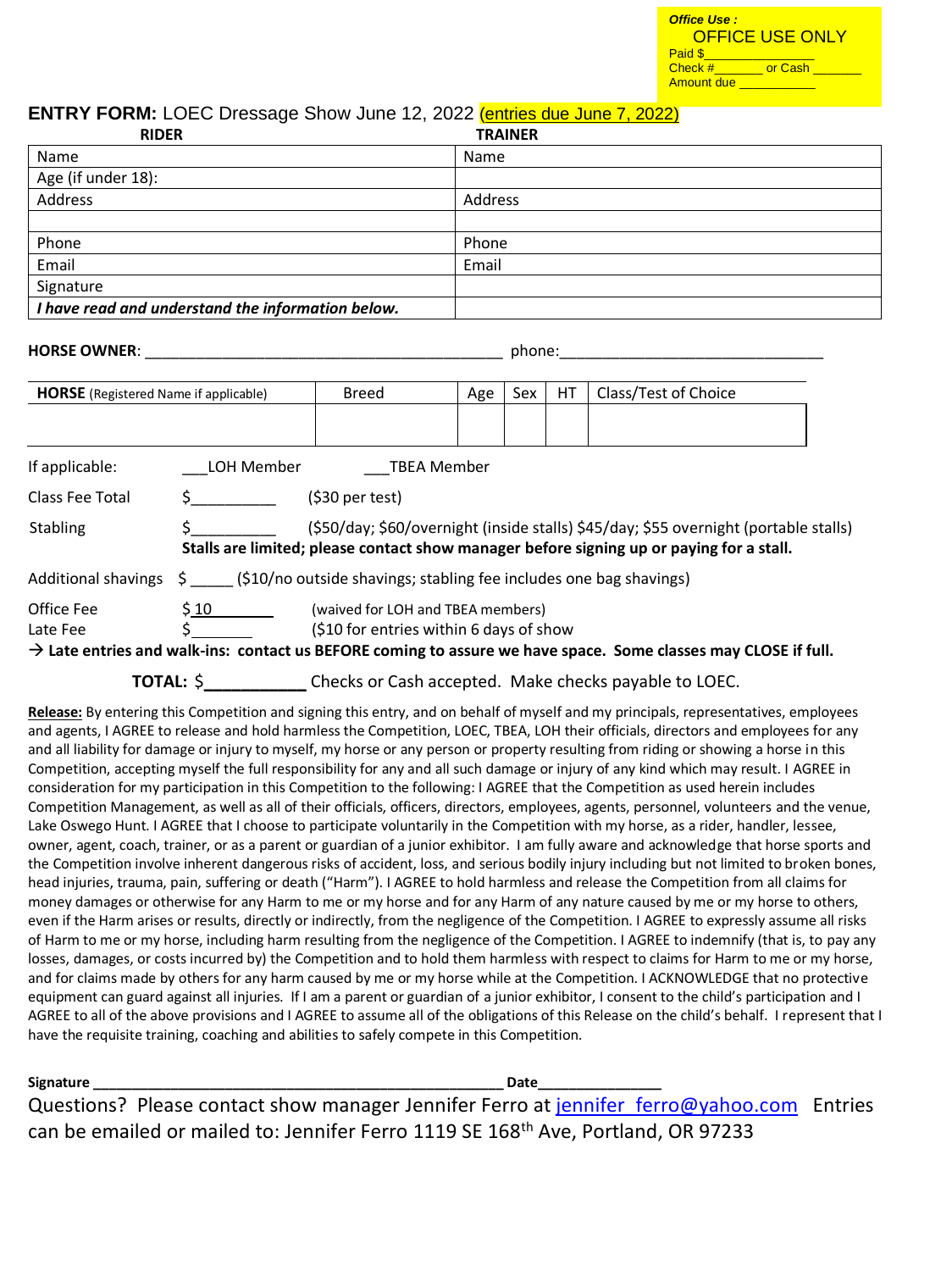*Office Use :*
OFFICE USE ONLY
Paid $_______________
Check #_______ or Cash _______
Amount due ___________

**ENTRY FORM:** LOEC Dressage Show June 12, 2022 (entries due June 7, 2022)

| RIDER | TRAINER |
|---|---|
| Name | Name |
| Age (if under 18): | |
| Address | Address |
| | |
| Phone | Phone |
| Email | Email |
| Signature | |
| ***I have read and understand the information below.*** | |

**HORSE OWNER**: ___________________________________________ phone:________________________________

| **HORSE** (Registered Name if applicable) | Breed | Age | Sex | HT | Class/Test of Choice |
|---|---|---|---|---|---|
| | | | | | |

If applicable: ___LOH Member ___TBEA Member

Class Fee Total $__________ ($30 per test)

Stabling $__________ ($50/day; $60/overnight (inside stalls) $45/day; $55 overnight (portable stalls)
**Stalls are limited; please contact show manager before signing up or paying for a stall.**

Additional shavings $ _____ ($10/no outside shavings; stabling fee includes one bag shavings)

Office Fee $ 10 (waived for LOH and TBEA members)

Late Fee $_______ ($10 for entries within 6 days of show

→ **Late entries and walk-ins: contact us BEFORE coming to assure we have space. Some classes may CLOSE if full.**

**TOTAL:** $___________ Checks or Cash accepted. Make checks payable to LOEC.

**Release:** By entering this Competition and signing this entry, and on behalf of myself and my principals, representatives, employees and agents, I AGREE to release and hold harmless the Competition, LOEC, TBEA, LOH their officials, directors and employees for any and all liability for damage or injury to myself, my horse or any person or property resulting from riding or showing a horse in this Competition, accepting myself the full responsibility for any and all such damage or injury of any kind which may result. I AGREE in consideration for my participation in this Competition to the following: I AGREE that the Competition as used herein includes Competition Management, as well as all of their officials, officers, directors, employees, agents, personnel, volunteers and the venue, Lake Oswego Hunt. I AGREE that I choose to participate voluntarily in the Competition with my horse, as a rider, handler, lessee, owner, agent, coach, trainer, or as a parent or guardian of a junior exhibitor. I am fully aware and acknowledge that horse sports and the Competition involve inherent dangerous risks of accident, loss, and serious bodily injury including but not limited to broken bones, head injuries, trauma, pain, suffering or death ("Harm"). I AGREE to hold harmless and release the Competition from all claims for money damages or otherwise for any Harm to me or my horse and for any Harm of any nature caused by me or my horse to others, even if the Harm arises or results, directly or indirectly, from the negligence of the Competition. I AGREE to expressly assume all risks of Harm to me or my horse, including harm resulting from the negligence of the Competition. I AGREE to indemnify (that is, to pay any losses, damages, or costs incurred by) the Competition and to hold them harmless with respect to claims for Harm to me or my horse, and for claims made by others for any harm caused by me or my horse while at the Competition. I ACKNOWLEDGE that no protective equipment can guard against all injuries. If I am a parent or guardian of a junior exhibitor, I consent to the child's participation and I AGREE to all of the above provisions and I AGREE to assume all of the obligations of this Release on the child's behalf. I represent that I have the requisite training, coaching and abilities to safely compete in this Competition.

**Signature** ___________________________________________________ **Date**_______________

Questions? Please contact show manager Jennifer Ferro at jennifer_ferro@yahoo.com Entries can be emailed or mailed to: Jennifer Ferro 1119 SE 168th Ave, Portland, OR 97233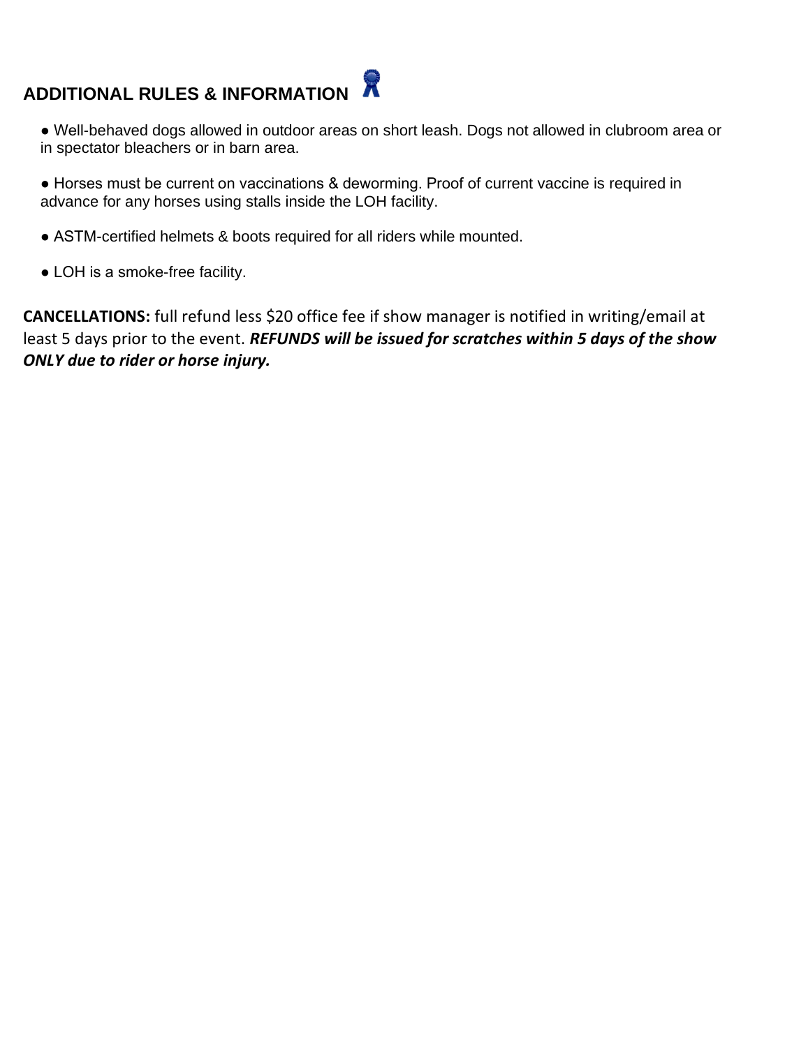## ADDITIONAL RULES & INFORMATION

- Well-behaved dogs allowed in outdoor areas on short leash. Dogs not allowed in clubroom area or in spectator bleachers or in barn area.
- Horses must be current on vaccinations & deworming. Proof of current vaccine is required in advance for any horses using stalls inside the LOH facility.
- ASTM-certified helmets & boots required for all riders while mounted.
- LOH is a smoke-free facility.

**CANCELLATIONS:** full refund less $20 office fee if show manager is notified in writing/email at least 5 days prior to the event. ***REFUNDS will be issued for scratches within 5 days of the show ONLY due to rider or horse injury.***